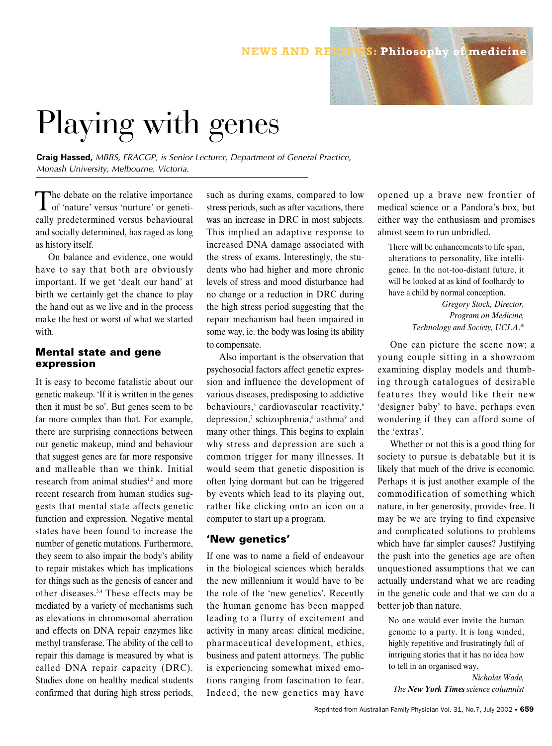# Playing with genes

**Craig Hassed,** *MBBS, FRACGP, is Senior Lecturer, Department of General Practice, Monash University, Melbourne, Victoria.*

The debate on the relative importance of 'nature' versus 'nurture' or genetically predetermined versus behavioural and socially determined, has raged as long as history itself.

On balance and evidence, one would have to say that both are obviously important. If we get 'dealt our hand' at birth we certainly get the chance to play the hand out as we live and in the process make the best or worst of what we started with.

## Mental state and gene expression

It is easy to become fatalistic about our genetic makeup. 'If it is written in the genes then it must be so'. But genes seem to be far more complex than that. For example, there are surprising connections between our genetic makeup, mind and behaviour that suggest genes are far more responsive and malleable than we think. Initial research from animal studies[1,2] and more recent research from human studies suggests that mental state affects genetic function and expression. Negative mental states have been found to increase the number of genetic mutations. Furthermore, they seem to also impair the body's ability to repair mistakes which has implications for things such as the genesis of cancer and other diseases.[3,4] These effects may be mediated by a variety of mechanisms such as elevations in chromosomal aberration and effects on DNA repair enzymes like methyl transferase. The ability of the cell to repair this damage is measured by what is called DNA repair capacity (DRC). Studies done on healthy medical students confirmed that during high stress periods, such as during exams, compared to low stress periods, such as after vacations, there was an increase in DRC in most subjects. This implied an adaptive response to increased DNA damage associated with the stress of exams. Interestingly, the students who had higher and more chronic levels of stress and mood disturbance had no change or a reduction in DRC during the high stress period suggesting that the repair mechanism had been impaired in some way, ie. the body was losing its ability to compensate.

Also important is the observation that psychosocial factors affect genetic expression and influence the development of various diseases, predisposing to addictive behaviours,[5] cardiovascular reactivity,[6] depression,[7] schizophrenia,[8] asthma[9] and many other things. This begins to explain why stress and depression are such a common trigger for many illnesses. It would seem that genetic disposition is often lying dormant but can be triggered by events which lead to its playing out, rather like clicking onto an icon on a computer to start up a program.

## 'New genetics'

If one was to name a field of endeavour in the biological sciences which heralds the new millennium it would have to be the role of the 'new genetics'. Recently the human genome has been mapped leading to a flurry of excitement and activity in many areas: clinical medicine, pharmaceutical development, ethics, business and patent attorneys. The public is experiencing somewhat mixed emotions ranging from fascination to fear. Indeed, the new genetics may have opened up a brave new frontier of medical science or a Pandora's box, but either way the enthusiasm and promises almost seem to run unbridled.

> There will be enhancements to life span, alterations to personality, like intelligence. In the not-too-distant future, it will be looked at as kind of foolhardy to have a child by normal conception.
>
> *Gregory Stock, Director, Program on Medicine, Technology and Society, UCLA.*[10]

One can picture the scene now; a young couple sitting in a showroom examining display models and thumbing through catalogues of desirable features they would like their new 'designer baby' to have, perhaps even wondering if they can afford some of the 'extras'.

Whether or not this is a good thing for society to pursue is debatable but it is likely that much of the drive is economic. Perhaps it is just another example of the commodification of something which nature, in her generosity, provides free. It may be we are trying to find expensive and complicated solutions to problems which have far simpler causes? Justifying the push into the genetics age are often unquestioned assumptions that we can actually understand what we are reading in the genetic code and that we can do a better job than nature.

> No one would ever invite the human genome to a party. It is long winded, highly repetitive and frustratingly full of intriguing stories that it has no idea how to tell in an organised way.
>
> *Nicholas Wade, The **New York Times** science columnist*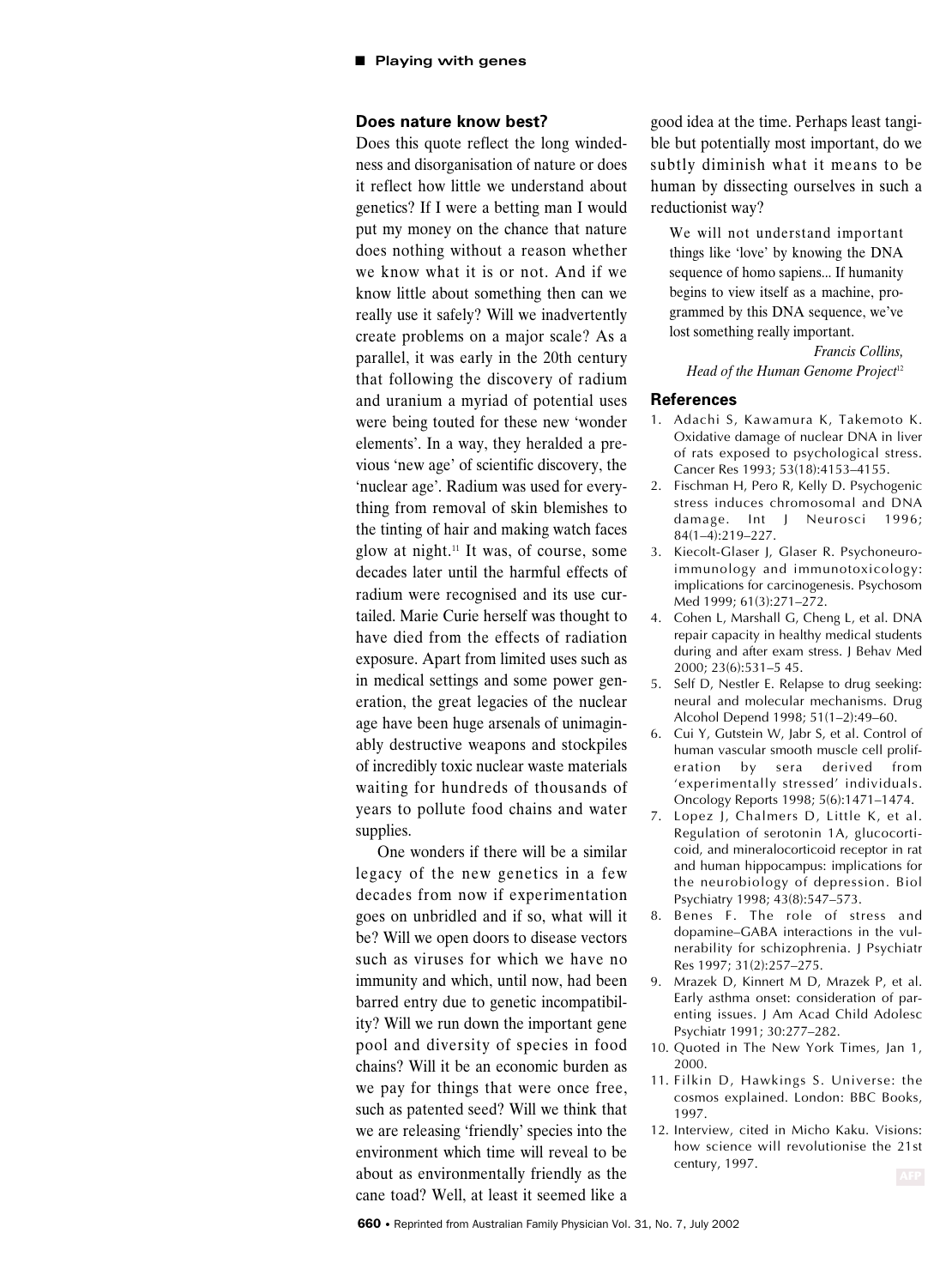## Does nature know best?

Does this quote reflect the long windedness and disorganisation of nature or does it reflect how little we understand about genetics? If I were a betting man I would put my money on the chance that nature does nothing without a reason whether we know what it is or not. And if we know little about something then can we really use it safely? Will we inadvertently create problems on a major scale? As a parallel, it was early in the 20th century that following the discovery of radium and uranium a myriad of potential uses were being touted for these new 'wonder elements'. In a way, they heralded a previous 'new age' of scientific discovery, the 'nuclear age'. Radium was used for everything from removal of skin blemishes to the tinting of hair and making watch faces glow at night.[11] It was, of course, some decades later until the harmful effects of radium were recognised and its use curtailed. Marie Curie herself was thought to have died from the effects of radiation exposure. Apart from limited uses such as in medical settings and some power generation, the great legacies of the nuclear age have been huge arsenals of unimaginably destructive weapons and stockpiles of incredibly toxic nuclear waste materials waiting for hundreds of thousands of years to pollute food chains and water supplies.

One wonders if there will be a similar legacy of the new genetics in a few decades from now if experimentation goes on unbridled and if so, what will it be? Will we open doors to disease vectors such as viruses for which we have no immunity and which, until now, had been barred entry due to genetic incompatibility? Will we run down the important gene pool and diversity of species in food chains? Will it be an economic burden as we pay for things that were once free, such as patented seed? Will we think that we are releasing 'friendly' species into the environment which time will reveal to be about as environmentally friendly as the cane toad? Well, at least it seemed like a good idea at the time. Perhaps least tangible but potentially most important, do we subtly diminish what it means to be human by dissecting ourselves in such a reductionist way?

> We will not understand important things like 'love' by knowing the DNA sequence of homo sapiens... If humanity begins to view itself as a machine, programmed by this DNA sequence, we've lost something really important.
>
> *Francis Collins,*
> *Head of the Human Genome Project*[12]

### References

1. Adachi S, Kawamura K, Takemoto K. Oxidative damage of nuclear DNA in liver of rats exposed to psychological stress. Cancer Res 1993; 53(18):4153–4155.
2. Fischman H, Pero R, Kelly D. Psychogenic stress induces chromosomal and DNA damage. Int J Neurosci 1996; 84(1–4):219–227.
3. Kiecolt-Glaser J, Glaser R. Psychoneuroimmunology and immunotoxicology: implications for carcinogenesis. Psychosom Med 1999; 61(3):271–272.
4. Cohen L, Marshall G, Cheng L, et al. DNA repair capacity in healthy medical students during and after exam stress. J Behav Med 2000; 23(6):531–5 45.
5. Self D, Nestler E. Relapse to drug seeking: neural and molecular mechanisms. Drug Alcohol Depend 1998; 51(1–2):49–60.
6. Cui Y, Gutstein W, Jabr S, et al. Control of human vascular smooth muscle cell proliferation by sera derived from 'experimentally stressed' individuals. Oncology Reports 1998; 5(6):1471–1474.
7. Lopez J, Chalmers D, Little K, et al. Regulation of serotonin 1A, glucocorticoid, and mineralocorticoid receptor in rat and human hippocampus: implications for the neurobiology of depression. Biol Psychiatry 1998; 43(8):547–573.
8. Benes F. The role of stress and dopamine–GABA interactions in the vulnerability for schizophrenia. J Psychiatr Res 1997; 31(2):257–275.
9. Mrazek D, Kinnert M D, Mrazek P, et al. Early asthma onset: consideration of parenting issues. J Am Acad Child Adolesc Psychiatr 1991; 30:277–282.
10. Quoted in The New York Times, Jan 1, 2000.
11. Filkin D, Hawkings S. Universe: the cosmos explained. London: BBC Books, 1997.
12. Interview, cited in Micho Kaku. Visions: how science will revolutionise the 21st century, 1997.